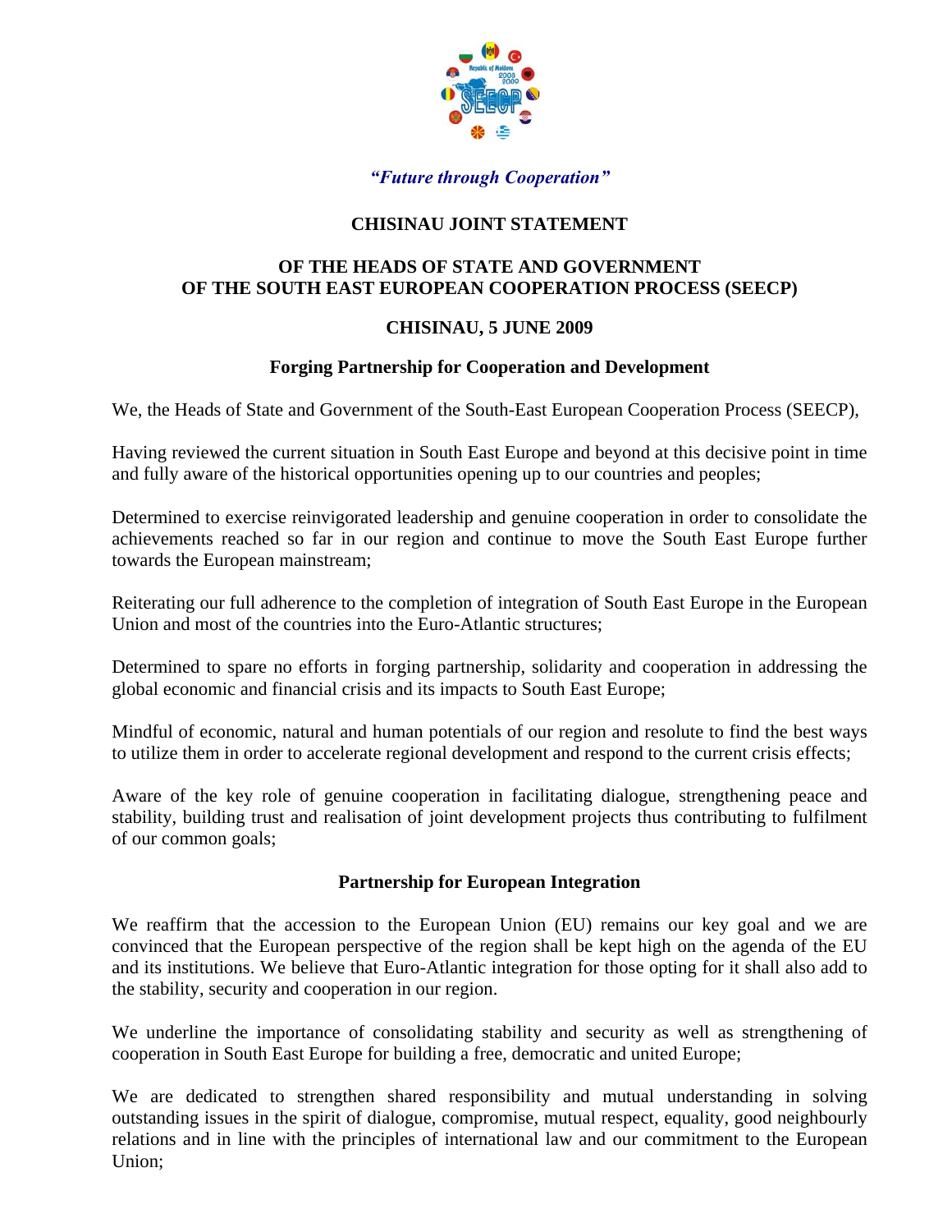*"Future through Cooperation"*

# CHISINAU JOINT STATEMENT

## OF THE HEADS OF STATE AND GOVERNMENT OF THE SOUTH EAST EUROPEAN COOPERATION PROCESS (SEECP)

## CHISINAU, 5 JUNE 2009

### Forging Partnership for Cooperation and Development

We, the Heads of State and Government of the South-East European Cooperation Process (SEECP),

Having reviewed the current situation in South East Europe and beyond at this decisive point in time and fully aware of the historical opportunities opening up to our countries and peoples;

Determined to exercise reinvigorated leadership and genuine cooperation in order to consolidate the achievements reached so far in our region and continue to move the South East Europe further towards the European mainstream;

Reiterating our full adherence to the completion of integration of South East Europe in the European Union and most of the countries into the Euro-Atlantic structures;

Determined to spare no efforts in forging partnership, solidarity and cooperation in addressing the global economic and financial crisis and its impacts to South East Europe;

Mindful of economic, natural and human potentials of our region and resolute to find the best ways to utilize them in order to accelerate regional development and respond to the current crisis effects;

Aware of the key role of genuine cooperation in facilitating dialogue, strengthening peace and stability, building trust and realisation of joint development projects thus contributing to fulfilment of our common goals;

### Partnership for European Integration

We reaffirm that the accession to the European Union (EU) remains our key goal and we are convinced that the European perspective of the region shall be kept high on the agenda of the EU and its institutions. We believe that Euro-Atlantic integration for those opting for it shall also add to the stability, security and cooperation in our region.

We underline the importance of consolidating stability and security as well as strengthening of cooperation in South East Europe for building a free, democratic and united Europe;

We are dedicated to strengthen shared responsibility and mutual understanding in solving outstanding issues in the spirit of dialogue, compromise, mutual respect, equality, good neighbourly relations and in line with the principles of international law and our commitment to the European Union;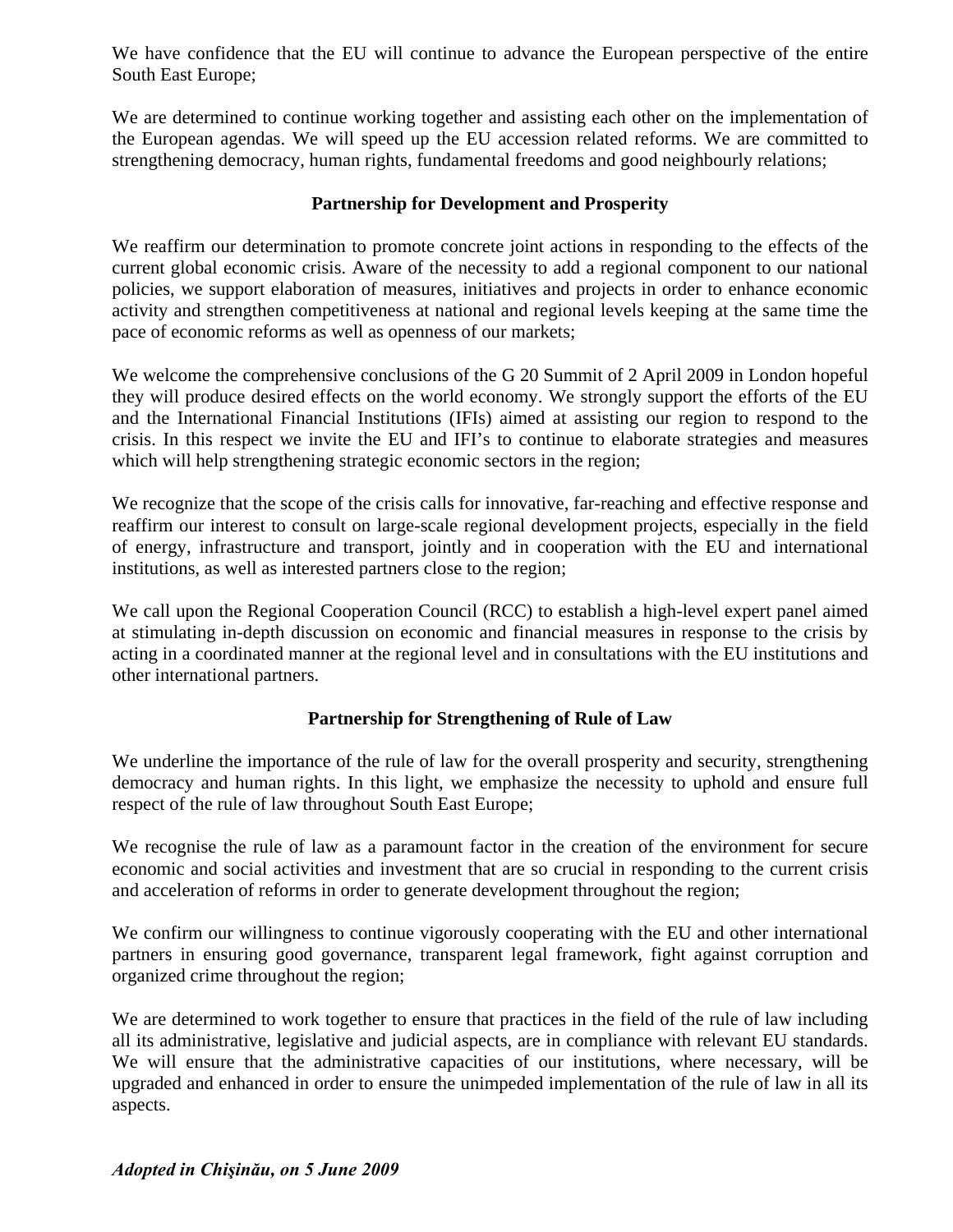We have confidence that the EU will continue to advance the European perspective of the entire South East Europe;

We are determined to continue working together and assisting each other on the implementation of the European agendas. We will speed up the EU accession related reforms. We are committed to strengthening democracy, human rights, fundamental freedoms and good neighbourly relations;

**Partnership for Development and Prosperity**

We reaffirm our determination to promote concrete joint actions in responding to the effects of the current global economic crisis. Aware of the necessity to add a regional component to our national policies, we support elaboration of measures, initiatives and projects in order to enhance economic activity and strengthen competitiveness at national and regional levels keeping at the same time the pace of economic reforms as well as openness of our markets;

We welcome the comprehensive conclusions of the G 20 Summit of 2 April 2009 in London hopeful they will produce desired effects on the world economy. We strongly support the efforts of the EU and the International Financial Institutions (IFIs) aimed at assisting our region to respond to the crisis. In this respect we invite the EU and IFI's to continue to elaborate strategies and measures which will help strengthening strategic economic sectors in the region;

We recognize that the scope of the crisis calls for innovative, far-reaching and effective response and reaffirm our interest to consult on large-scale regional development projects, especially in the field of energy, infrastructure and transport, jointly and in cooperation with the EU and international institutions, as well as interested partners close to the region;

We call upon the Regional Cooperation Council (RCC) to establish a high-level expert panel aimed at stimulating in-depth discussion on economic and financial measures in response to the crisis by acting in a coordinated manner at the regional level and in consultations with the EU institutions and other international partners.

**Partnership for Strengthening of Rule of Law**

We underline the importance of the rule of law for the overall prosperity and security, strengthening democracy and human rights. In this light, we emphasize the necessity to uphold and ensure full respect of the rule of law throughout South East Europe;

We recognise the rule of law as a paramount factor in the creation of the environment for secure economic and social activities and investment that are so crucial in responding to the current crisis and acceleration of reforms in order to generate development throughout the region;

We confirm our willingness to continue vigorously cooperating with the EU and other international partners in ensuring good governance, transparent legal framework, fight against corruption and organized crime throughout the region;

We are determined to work together to ensure that practices in the field of the rule of law including all its administrative, legislative and judicial aspects, are in compliance with relevant EU standards. We will ensure that the administrative capacities of our institutions, where necessary, will be upgraded and enhanced in order to ensure the unimpeded implementation of the rule of law in all its aspects.

***Adopted in Chişinău, on 5 June 2009***